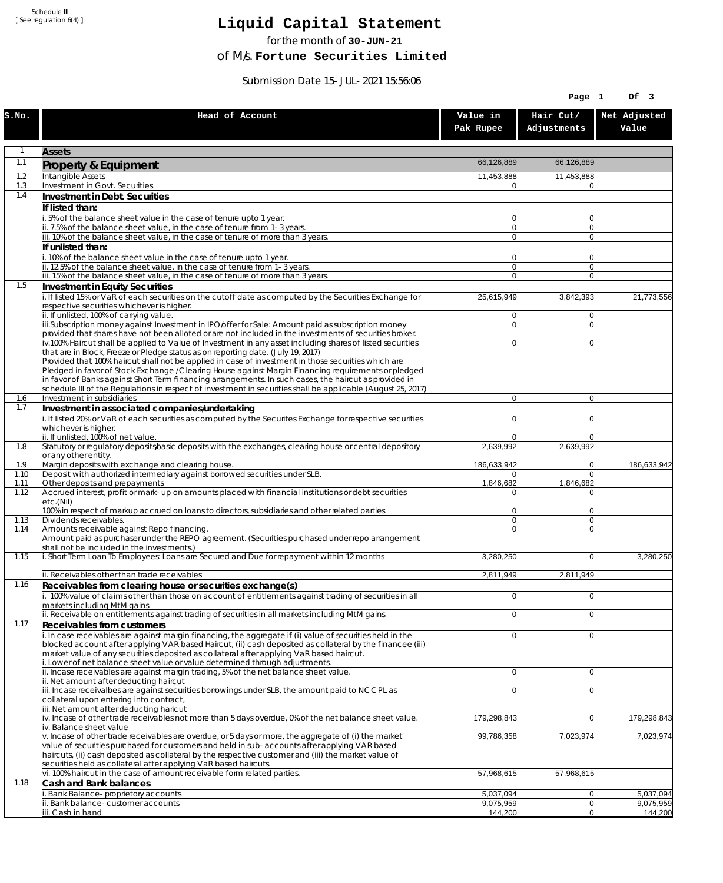Schedule III
[ See regulation 6(4) ]

# Liquid Capital Statement

for the month of **30-JUN-21**

of M/s. **Fortune Securities Limited**

Submission Date 15-JUL-2021 15:56:06

| S.No. | Head of Account | Value in Pak Rupee | Hair Cut/ Adjustments | Net Adjusted Value |
|---|---|---|---|---|
| 1 | **Assets** | | | |
| 1.1 | **Property & Equipment** | 66,126,889 | 66,126,889 | |
| 1.2 | Intangible Assets | 11,453,888 | 11,453,888 | |
| 1.3 | Investment in Govt. Securities | 0 | 0 | |
| 1.4 | **Investment in Debt. Securities** | | | |
| | **If listed than:** | | | |
| | i. 5% of the balance sheet value in the case of tenure upto 1 year. | 0 | 0 | |
| | ii. 7.5% of the balance sheet value, in the case of tenure from 1-3 years. | 0 | 0 | |
| | iii. 10% of the balance sheet value, in the case of tenure of more than 3 years. | 0 | 0 | |
| | **If unlisted than:** | | | |
| | i. 10% of the balance sheet value in the case of tenure upto 1 year. | 0 | 0 | |
| | ii. 12.5% of the balance sheet value, in the case of tenure from 1-3 years. | 0 | 0 | |
| | iii. 15% of the balance sheet value, in the case of tenure of more than 3 years. | 0 | 0 | |
| 1.5 | **Investment in Equity Securities** | | | |
| | i. If listed 15% or VaR of each securities on the cutoff date as computed by the Securities Exchange for respective securities whichever is higher. | 25,615,949 | 3,842,393 | 21,773,556 |
| | ii. If unlisted, 100% of carrying value. | 0 | 0 | |
| | iii.Subscription money against Investment in IPO/offer for Sale: Amount paid as subscription money provided that shares have not been alloted or are not included in the investments of securities broker. | 0 | 0 | |
| | iv.100% Haircut shall be applied to Value of Investment in any asset including shares of listed securities that are in Block, Freeze or Pledge status as on reporting date. (July 19, 2017) Provided that 100% haircut shall not be applied in case of investment in those securities which are Pledged in favor of Stock Exchange / Clearing House against Margin Financing requirements or pledged in favor of Banks against Short Term financing arrangements. In such cases, the haircut as provided in schedule III of the Regulations in respect of investment in securities shall be applicable (August 25, 2017) | 0 | 0 | |
| 1.6 | Investment in subsidiaries | 0 | 0 | |
| 1.7 | **Investment in associated companies/undertaking** | | | |
| | i. If listed 20% or VaR of each securities as computed by the Securites Exchange for respective securities whichever is higher. | 0 | 0 | |
| | ii. If unlisted, 100% of net value. | 0 | 0 | |
| 1.8 | Statutory or regulatory deposits/basic deposits with the exchanges, clearing house or central depository or any other entity. | 2,639,992 | 2,639,992 | |
| 1.9 | Margin deposits with exchange and clearing house. | 186,633,942 | 0 | 186,633,942 |
| 1.10 | Deposit with authorized intermediary against borrowed securities under SLB. | 0 | 0 | |
| 1.11 | Other deposits and prepayments | 1,846,682 | 1,846,682 | |
| 1.12 | Accrued interest, profit or mark-up on amounts placed with financial institutions or debt securities etc.(Nil) | 0 | 0 | |
| | 100% in respect of markup accrued on loans to directors, subsidiaries and other related parties | 0 | 0 | |
| 1.13 | Dividends receivables. | 0 | 0 | |
| 1.14 | Amounts receivable against Repo financing. Amount paid as purchaser under the REPO agreement. (Securities purchased under repo arrangement shall not be included in the investments.) | 0 | 0 | |
| 1.15 | i. Short Term Loan To Employees: Loans are Secured and Due for repayment within 12 months | 3,280,250 | 0 | 3,280,250 |
| | ii. Receivables other than trade receivables | 2,811,949 | 2,811,949 | |
| 1.16 | **Receivables from clearing house or securities exchange(s)** | | | |
| | i. 100% value of claims other than those on account of entitlements against trading of securities in all markets including MtM gains. | 0 | 0 | |
| | ii. Receivable on entitlements against trading of securities in all markets including MtM gains. | 0 | 0 | |
| 1.17 | **Receivables from customers** | | | |
| | i. In case receivables are against margin financing, the aggregate if (i) value of securities held in the blocked account after applying VAR based Haircut, (ii) cash deposited as collateral by the financee (iii) market value of any securities deposited as collateral after applying VaR based haircut. i. Lower of net balance sheet value or value determined through adjustments. | 0 | 0 | |
| | ii. Incase receivables are against margin trading, 5% of the net balance sheet value. ii. Net amount after deducting haircut | 0 | 0 | |
| | iii. Incase receivalbes are against securities borrowings under SLB, the amount paid to NCCPL as collateral upon entering into contract, iii. Net amount after deducting haricut | 0 | 0 | |
| | iv. Incase of other trade receivables not more than 5 days overdue, 0% of the net balance sheet value. iv. Balance sheet value | 179,298,843 | 0 | 179,298,843 |
| | v. Incase of other trade receivables are overdue, or 5 days or more, the aggregate of (i) the market value of securities purchased for customers and held in sub-accounts after applying VAR based haircuts, (ii) cash deposited as collateral by the respective customer and (iii) the market value of securities held as collateral after applying VaR based haircuts. | 99,786,358 | 7,023,974 | 7,023,974 |
| | vi. 100% haircut in the case of amount receivable form related parties. | 57,968,615 | 57,968,615 | |
| 1.18 | **Cash and Bank balances** | | | |
| | i. Bank Balance-proprietory accounts | 5,037,094 | 0 | 5,037,094 |
| | ii. Bank balance-customer accounts | 9,075,959 | 0 | 9,075,959 |
| | iii. Cash in hand | 144,200 | 0 | 144,200 |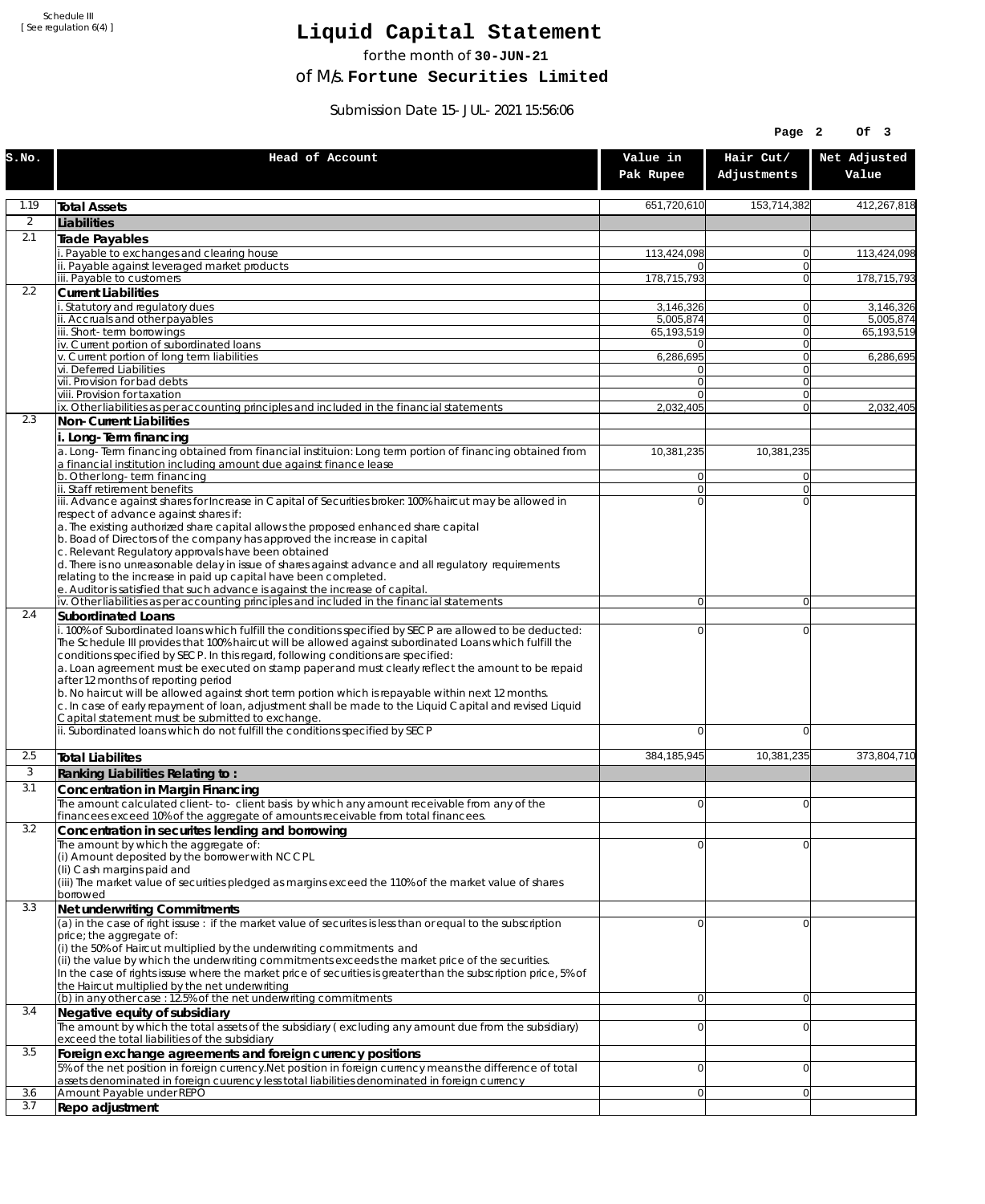Schedule III
[ See regulation 6(4) ]

# Liquid Capital Statement

for the month of **30-JUN-21**

of M/s. **Fortune Securities Limited**

Submission Date 15-JUL-2021 15:56:06

| S.No. | Head of Account | Value in Pak Rupee | Hair Cut/ Adjustments | Net Adjusted Value |
|---|---|---|---|---|
| 1.19 | **Total Assets** | 651,720,610 | 153,714,382 | 412,267,818 |
| 2 | **Liabilities** | | | |
| 2.1 | **Trade Payables** | | | |
| | i. Payable to exchanges and clearing house | 113,424,098 | 0 | 113,424,098 |
| | ii. Payable against leveraged market products | 0 | 0 | |
| | iii. Payable to customers | 178,715,793 | 0 | 178,715,793 |
| 2.2 | **Current Liabilities** | | | |
| | i. Statutory and regulatory dues | 3,146,326 | 0 | 3,146,326 |
| | ii. Accruals and other payables | 5,005,874 | 0 | 5,005,874 |
| | iii. Short-term borrowings | 65,193,519 | 0 | 65,193,519 |
| | iv. Current portion of subordinated loans | 0 | 0 | |
| | v. Current portion of long term liabilities | 6,286,695 | 0 | 6,286,695 |
| | vi. Deferred Liabilities | 0 | 0 | |
| | vii. Provision for bad debts | 0 | 0 | |
| | viii. Provision for taxation | 0 | 0 | |
| | ix. Other liabilities as per accounting principles and included in the financial statements | 2,032,405 | 0 | 2,032,405 |
| 2.3 | **Non-Current Liabilities** | | | |
| | **i. Long-Term financing** | | | |
| | a. Long-Term financing obtained from financial instituion: Long term portion of financing obtained from a financial institution including amount due against finance lease | 10,381,235 | 10,381,235 | |
| | b. Other long-term financing | 0 | 0 | |
| | ii. Staff retirement benefits | 0 | 0 | |
| | iii. Advance against shares for Increase in Capital of Securities broker: 100% haircut may be allowed in respect of advance against shares if:<br>a. The existing authorized share capital allows the proposed enhanced share capital<br>b. Boad of Directors of the company has approved the increase in capital<br>c. Relevant Regulatory approvals have been obtained<br>d. There is no unreasonable delay in issue of shares against advance and all regulatory requirements relating to the increase in paid up capital have been completed.<br>e. Auditor is satisfied that such advance is against the increase of capital. | 0 | 0 | |
| | iv. Other liabilities as per accounting principles and included in the financial statements | 0 | 0 | |
| 2.4 | **Subordinated Loans** | | | |
| | i. 100% of Subordinated loans which fulfill the conditions specified by SECP are allowed to be deducted: The Schedule III provides that 100% haircut will be allowed against subordinated Loans which fulfill the conditions specified by SECP. In this regard, following conditions are specified:<br>a. Loan agreement must be executed on stamp paper and must clearly reflect the amount to be repaid after 12 months of reporting period<br>b. No haircut will be allowed against short term portion which is repayable within next 12 months.<br>c. In case of early repayment of loan, adjustment shall be made to the Liquid Capital and revised Liquid Capital statement must be submitted to exchange. | 0 | 0 | |
| | ii. Subordinated loans which do not fulfill the conditions specified by SECP | 0 | 0 | |
| 2.5 | **Total Liabilites** | 384,185,945 | 10,381,235 | 373,804,710 |
| 3 | **Ranking Liabilities Relating to :** | | | |
| 3.1 | **Concentration in Margin Financing** | | | |
| | The amount calculated client-to- client basis by which any amount receivable from any of the financees exceed 10% of the aggregate of amounts receivable from total financees. | 0 | 0 | |
| 3.2 | **Concentration in securites lending and borrowing** | | | |
| | The amount by which the aggregate of:<br>(i) Amount deposited by the borrower with NCCPL<br>(Ii) Cash margins paid and<br>(iii) The market value of securities pledged as margins exceed the 110% of the market value of shares borrowed | 0 | 0 | |
| 3.3 | **Net underwriting Commitments** | | | |
| | (a) in the case of right issuse : if the market value of securites is less than or equal to the subscription price; the aggregate of:<br>(i) the 50% of Haircut multiplied by the underwriting commitments and<br>(ii) the value by which the underwriting commitments exceeds the market price of the securities.<br>In the case of rights issuse where the market price of securities is greater than the subscription price, 5% of the Haircut multiplied by the net underwriting | 0 | 0 | |
| | (b) in any other case : 12.5% of the net underwriting commitments | 0 | 0 | |
| 3.4 | **Negative equity of subsidiary** | | | |
| | The amount by which the total assets of the subsidiary ( excluding any amount due from the subsidiary) exceed the total liabilities of the subsidiary | 0 | 0 | |
| 3.5 | **Foreign exchange agreements and foreign currency positions** | | | |
| | 5% of the net position in foreign currency.Net position in foreign currency means the difference of total assets denominated in foreign cuurency less total liabilities denominated in foreign currency | 0 | 0 | |
| 3.6 | Amount Payable under REPO | 0 | 0 | |
| 3.7 | **Repo adjustment** | | | |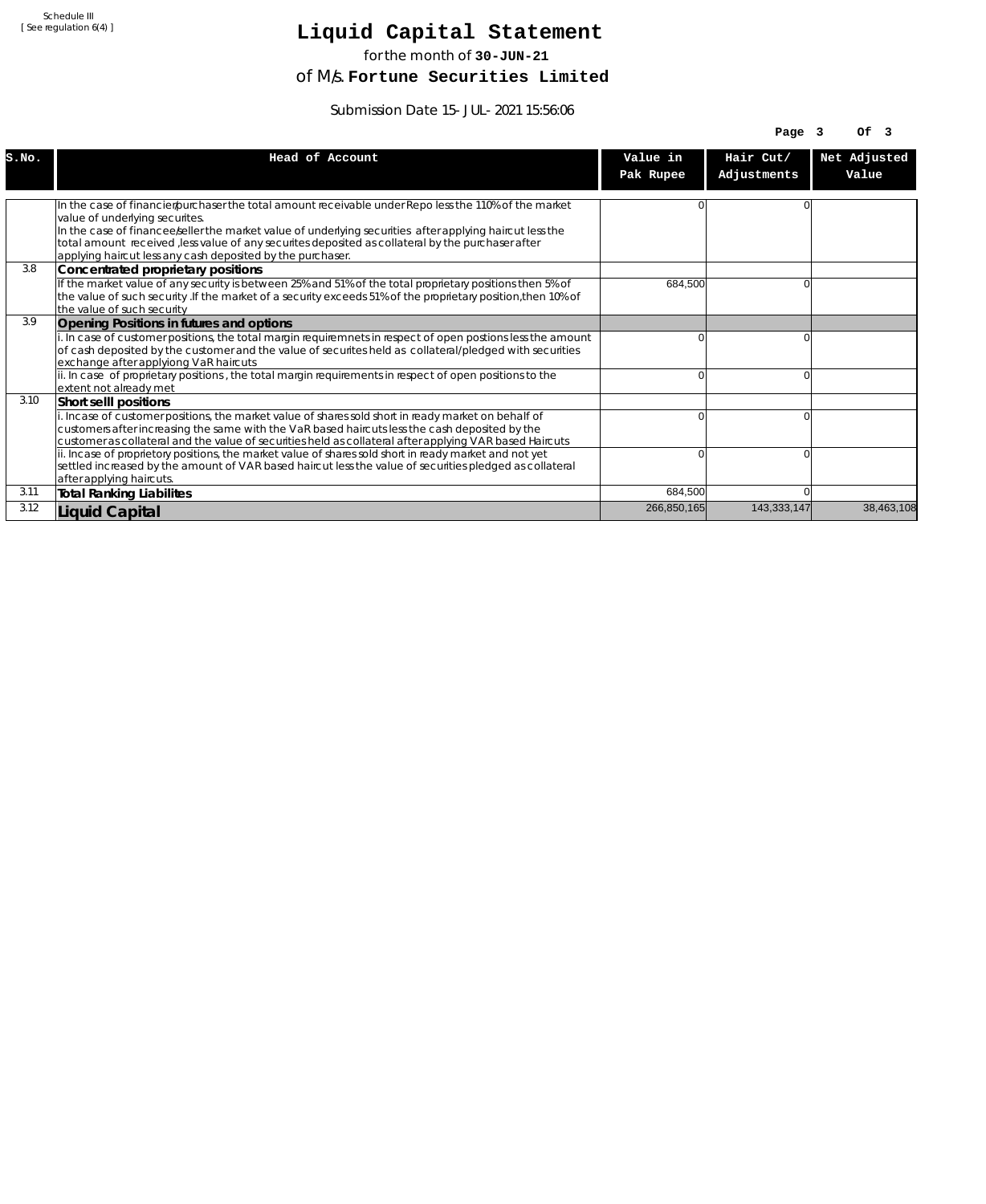Schedule III
[ See regulation 6(4) ]

# Liquid Capital Statement

for the month of **30-JUN-21**

of M/s. **Fortune Securities Limited**

Submission Date 15-JUL-2021 15:56:06

| S.No. | Head of Account | Value in Pak Rupee | Hair Cut/ Adjustments | Net Adjusted Value |
|---|---|---|---|---|
| | In the case of financier/purchaser the total amount receivable under Repo less the 110% of the market value of underlying securities.<br>In the case of financee/seller the market value of underlying securities after applying haircut less the total amount received ,less value of any securites deposited as collateral by the purchaser after applying haircut less any cash deposited by the purchaser. | 0 | 0 | |
| 3.8 | **Concentrated proprietary positions** | | | |
| | If the market value of any security is between 25% and 51% of the total proprietary positions then 5% of the value of such security .If the market of a security exceeds 51% of the proprietary position,then 10% of the value of such security | 684,500 | 0 | |
| 3.9 | **Opening Positions in futures and options** | | | |
| | i. In case of customer positions, the total margin requiremnets in respect of open postions less the amount of cash deposited by the customer and the value of securites held as collateral/pledged with securities exchange after applyiong VaR haircuts | 0 | 0 | |
| | ii. In case of proprietary positions , the total margin requirements in respect of open positions to the extent not already met | 0 | 0 | |
| 3.10 | **Short selll positions** | | | |
| | i. Incase of customer positions, the market value of shares sold short in ready market on behalf of customers after increasing the same with the VaR based haircuts less the cash deposited by the customer as collateral and the value of securities held as collateral after applying VAR based Haircuts | 0 | 0 | |
| | ii. Incase of proprietory positions, the market value of shares sold short in ready market and not yet settled increased by the amount of VAR based haircut less the value of securities pledged as collateral after applying haircuts. | 0 | 0 | |
| 3.11 | **Total Ranking Liabilites** | 684,500 | 0 | |
| 3.12 | **Liquid Capital** | 266,850,165 | 143,333,147 | 38,463,108 |